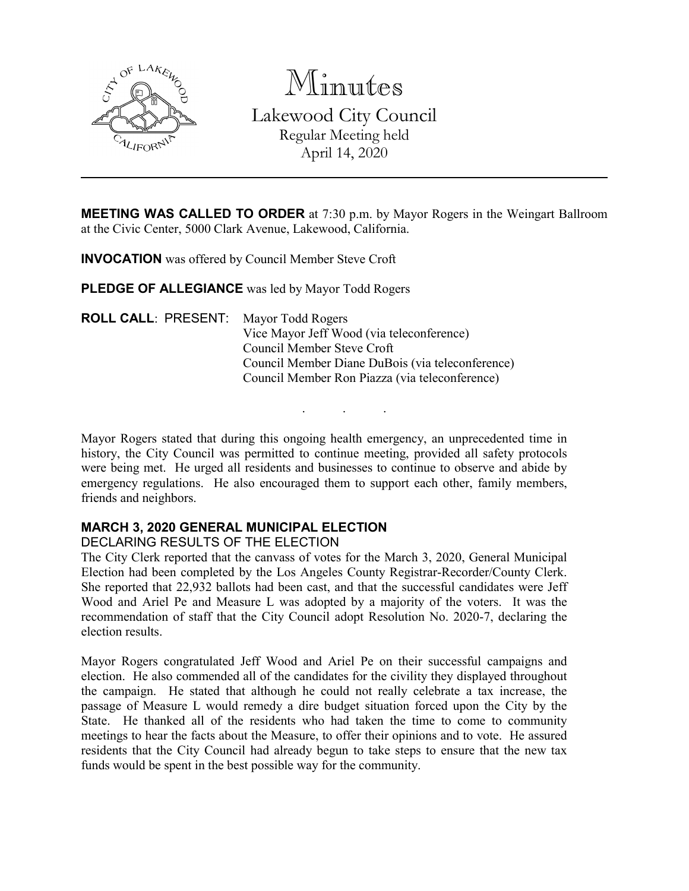# Minutes

Lakewood City Council
Regular Meeting held
April 14, 2020

---

**MEETING WAS CALLED TO ORDER** at 7:30 p.m. by Mayor Rogers in the Weingart Ballroom at the Civic Center, 5000 Clark Avenue, Lakewood, California.

**INVOCATION** was offered by Council Member Steve Croft

**PLEDGE OF ALLEGIANCE** was led by Mayor Todd Rogers

**ROLL CALL**: PRESENT: Mayor Todd Rogers
Vice Mayor Jeff Wood (via teleconference)
Council Member Steve Croft
Council Member Diane DuBois (via teleconference)
Council Member Ron Piazza (via teleconference)

. . .

Mayor Rogers stated that during this ongoing health emergency, an unprecedented time in history, the City Council was permitted to continue meeting, provided all safety protocols were being met. He urged all residents and businesses to continue to observe and abide by emergency regulations. He also encouraged them to support each other, family members, friends and neighbors.

**MARCH 3, 2020 GENERAL MUNICIPAL ELECTION**

DECLARING RESULTS OF THE ELECTION

The City Clerk reported that the canvass of votes for the March 3, 2020, General Municipal Election had been completed by the Los Angeles County Registrar-Recorder/County Clerk. She reported that 22,932 ballots had been cast, and that the successful candidates were Jeff Wood and Ariel Pe and Measure L was adopted by a majority of the voters. It was the recommendation of staff that the City Council adopt Resolution No. 2020-7, declaring the election results.

Mayor Rogers congratulated Jeff Wood and Ariel Pe on their successful campaigns and election. He also commended all of the candidates for the civility they displayed throughout the campaign. He stated that although he could not really celebrate a tax increase, the passage of Measure L would remedy a dire budget situation forced upon the City by the State. He thanked all of the residents who had taken the time to come to community meetings to hear the facts about the Measure, to offer their opinions and to vote. He assured residents that the City Council had already begun to take steps to ensure that the new tax funds would be spent in the best possible way for the community.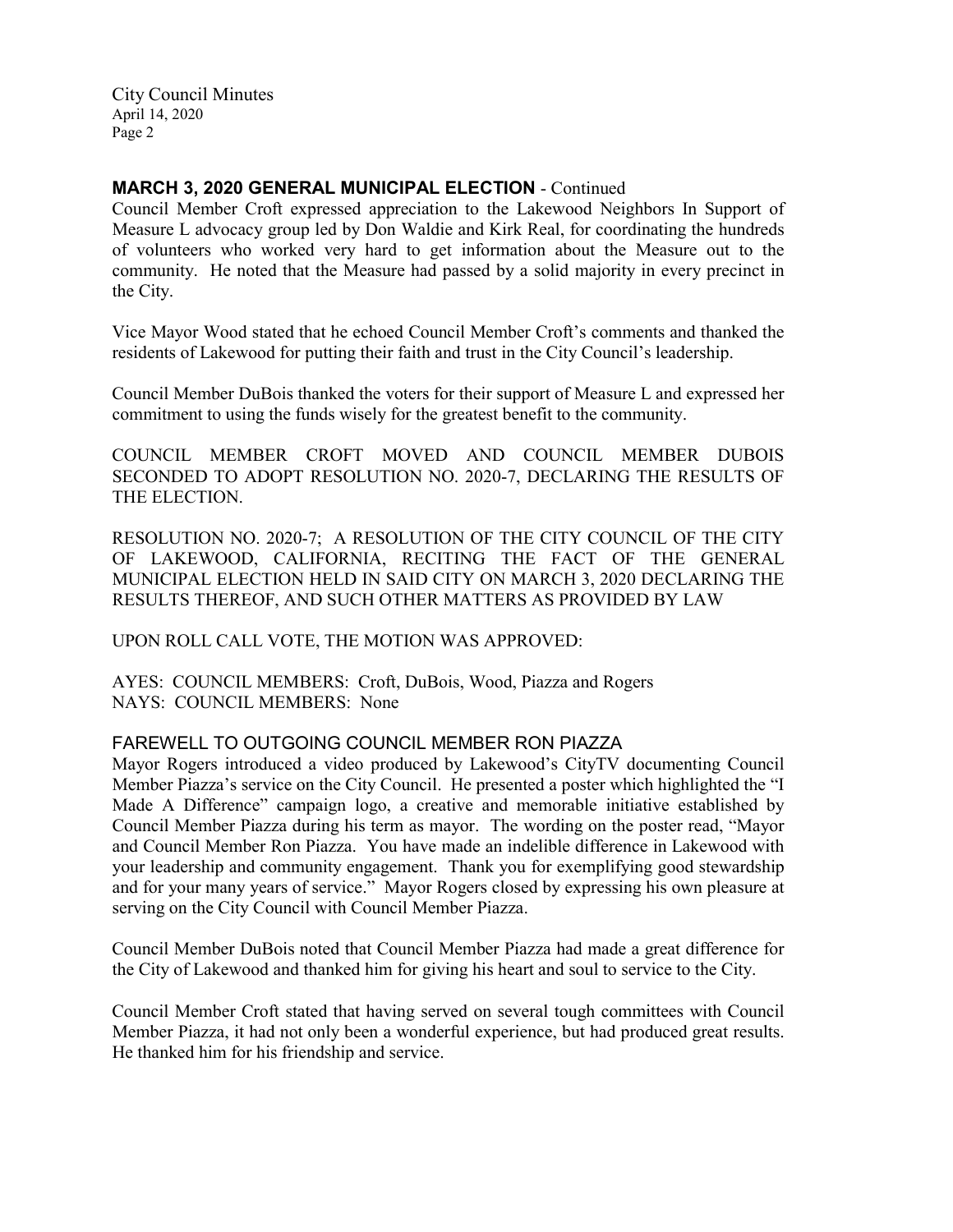## MARCH 3, 2020 GENERAL MUNICIPAL ELECTION - Continued

Council Member Croft expressed appreciation to the Lakewood Neighbors In Support of Measure L advocacy group led by Don Waldie and Kirk Real, for coordinating the hundreds of volunteers who worked very hard to get information about the Measure out to the community. He noted that the Measure had passed by a solid majority in every precinct in the City.

Vice Mayor Wood stated that he echoed Council Member Croft's comments and thanked the residents of Lakewood for putting their faith and trust in the City Council's leadership.

Council Member DuBois thanked the voters for their support of Measure L and expressed her commitment to using the funds wisely for the greatest benefit to the community.

COUNCIL MEMBER CROFT MOVED AND COUNCIL MEMBER DUBOIS SECONDED TO ADOPT RESOLUTION NO. 2020-7, DECLARING THE RESULTS OF THE ELECTION.

RESOLUTION NO. 2020-7; A RESOLUTION OF THE CITY COUNCIL OF THE CITY OF LAKEWOOD, CALIFORNIA, RECITING THE FACT OF THE GENERAL MUNICIPAL ELECTION HELD IN SAID CITY ON MARCH 3, 2020 DECLARING THE RESULTS THEREOF, AND SUCH OTHER MATTERS AS PROVIDED BY LAW

UPON ROLL CALL VOTE, THE MOTION WAS APPROVED:

AYES: COUNCIL MEMBERS: Croft, DuBois, Wood, Piazza and Rogers
NAYS: COUNCIL MEMBERS: None

## FAREWELL TO OUTGOING COUNCIL MEMBER RON PIAZZA

Mayor Rogers introduced a video produced by Lakewood's CityTV documenting Council Member Piazza's service on the City Council. He presented a poster which highlighted the "I Made A Difference" campaign logo, a creative and memorable initiative established by Council Member Piazza during his term as mayor. The wording on the poster read, "Mayor and Council Member Ron Piazza. You have made an indelible difference in Lakewood with your leadership and community engagement. Thank you for exemplifying good stewardship and for your many years of service." Mayor Rogers closed by expressing his own pleasure at serving on the City Council with Council Member Piazza.

Council Member DuBois noted that Council Member Piazza had made a great difference for the City of Lakewood and thanked him for giving his heart and soul to service to the City.

Council Member Croft stated that having served on several tough committees with Council Member Piazza, it had not only been a wonderful experience, but had produced great results. He thanked him for his friendship and service.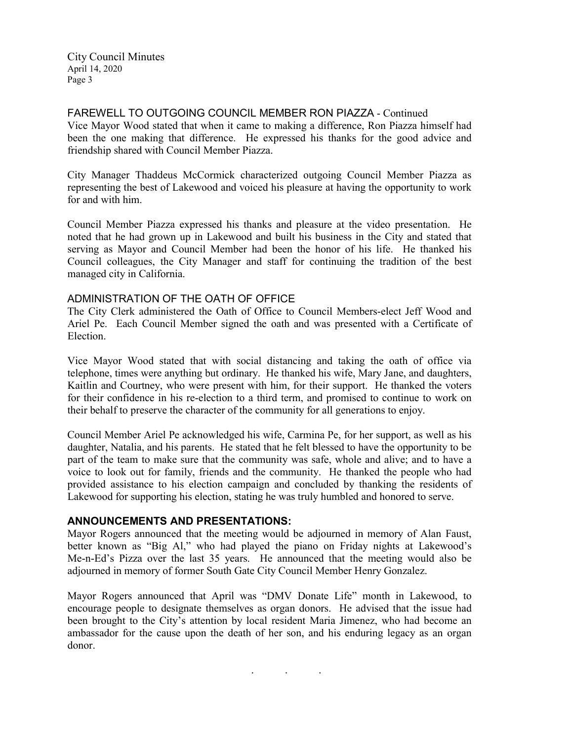## FAREWELL TO OUTGOING COUNCIL MEMBER RON PIAZZA - Continued

Vice Mayor Wood stated that when it came to making a difference, Ron Piazza himself had been the one making that difference. He expressed his thanks for the good advice and friendship shared with Council Member Piazza.

City Manager Thaddeus McCormick characterized outgoing Council Member Piazza as representing the best of Lakewood and voiced his pleasure at having the opportunity to work for and with him.

Council Member Piazza expressed his thanks and pleasure at the video presentation. He noted that he had grown up in Lakewood and built his business in the City and stated that serving as Mayor and Council Member had been the honor of his life. He thanked his Council colleagues, the City Manager and staff for continuing the tradition of the best managed city in California.

## ADMINISTRATION OF THE OATH OF OFFICE

The City Clerk administered the Oath of Office to Council Members-elect Jeff Wood and Ariel Pe. Each Council Member signed the oath and was presented with a Certificate of Election.

Vice Mayor Wood stated that with social distancing and taking the oath of office via telephone, times were anything but ordinary. He thanked his wife, Mary Jane, and daughters, Kaitlin and Courtney, who were present with him, for their support. He thanked the voters for their confidence in his re-election to a third term, and promised to continue to work on their behalf to preserve the character of the community for all generations to enjoy.

Council Member Ariel Pe acknowledged his wife, Carmina Pe, for her support, as well as his daughter, Natalia, and his parents. He stated that he felt blessed to have the opportunity to be part of the team to make sure that the community was safe, whole and alive; and to have a voice to look out for family, friends and the community. He thanked the people who had provided assistance to his election campaign and concluded by thanking the residents of Lakewood for supporting his election, stating he was truly humbled and honored to serve.

## ANNOUNCEMENTS AND PRESENTATIONS:

Mayor Rogers announced that the meeting would be adjourned in memory of Alan Faust, better known as "Big Al," who had played the piano on Friday nights at Lakewood's Me-n-Ed's Pizza over the last 35 years. He announced that the meeting would also be adjourned in memory of former South Gate City Council Member Henry Gonzalez.

Mayor Rogers announced that April was "DMV Donate Life" month in Lakewood, to encourage people to designate themselves as organ donors. He advised that the issue had been brought to the City's attention by local resident Maria Jimenez, who had become an ambassador for the cause upon the death of her son, and his enduring legacy as an organ donor.

. . .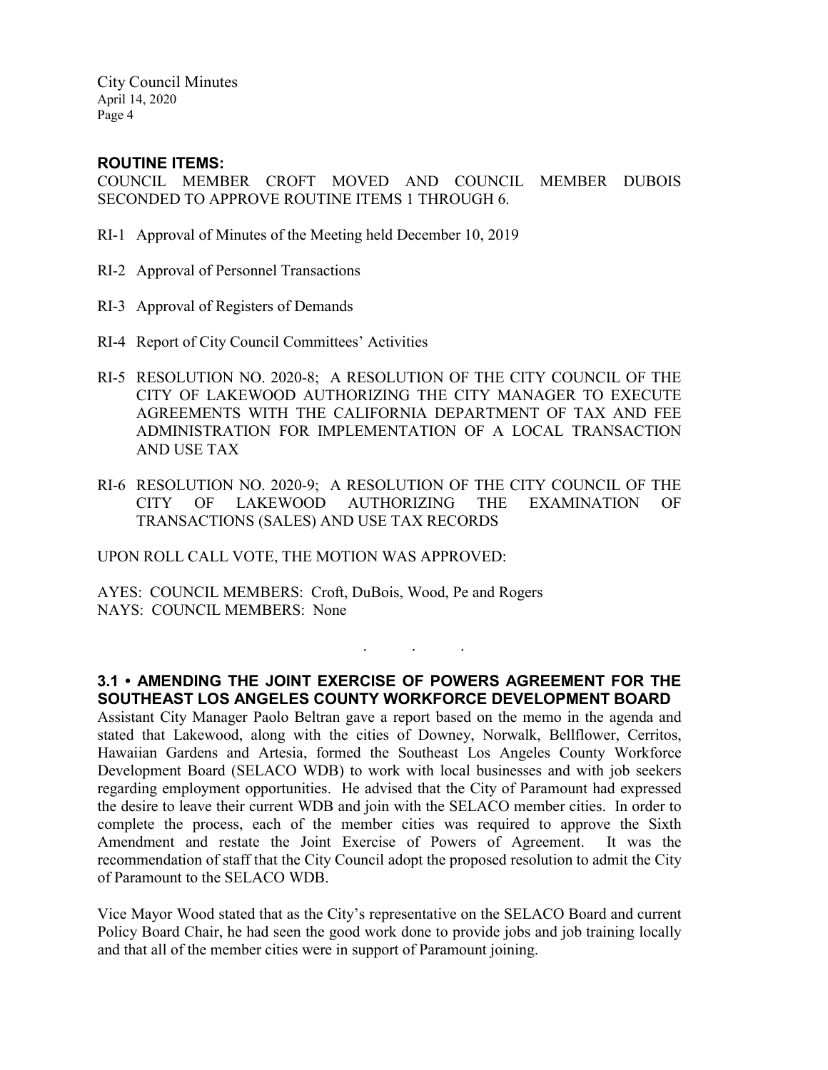**ROUTINE ITEMS:**

COUNCIL MEMBER CROFT MOVED AND COUNCIL MEMBER DUBOIS SECONDED TO APPROVE ROUTINE ITEMS 1 THROUGH 6.

RI-1 Approval of Minutes of the Meeting held December 10, 2019

RI-2 Approval of Personnel Transactions

RI-3 Approval of Registers of Demands

RI-4 Report of City Council Committees' Activities

RI-5 RESOLUTION NO. 2020-8; A RESOLUTION OF THE CITY COUNCIL OF THE CITY OF LAKEWOOD AUTHORIZING THE CITY MANAGER TO EXECUTE AGREEMENTS WITH THE CALIFORNIA DEPARTMENT OF TAX AND FEE ADMINISTRATION FOR IMPLEMENTATION OF A LOCAL TRANSACTION AND USE TAX

RI-6 RESOLUTION NO. 2020-9; A RESOLUTION OF THE CITY COUNCIL OF THE CITY OF LAKEWOOD AUTHORIZING THE EXAMINATION OF TRANSACTIONS (SALES) AND USE TAX RECORDS

UPON ROLL CALL VOTE, THE MOTION WAS APPROVED:

AYES: COUNCIL MEMBERS: Croft, DuBois, Wood, Pe and Rogers
NAYS: COUNCIL MEMBERS: None

. . .

**3.1 • AMENDING THE JOINT EXERCISE OF POWERS AGREEMENT FOR THE SOUTHEAST LOS ANGELES COUNTY WORKFORCE DEVELOPMENT BOARD**

Assistant City Manager Paolo Beltran gave a report based on the memo in the agenda and stated that Lakewood, along with the cities of Downey, Norwalk, Bellflower, Cerritos, Hawaiian Gardens and Artesia, formed the Southeast Los Angeles County Workforce Development Board (SELACO WDB) to work with local businesses and with job seekers regarding employment opportunities. He advised that the City of Paramount had expressed the desire to leave their current WDB and join with the SELACO member cities. In order to complete the process, each of the member cities was required to approve the Sixth Amendment and restate the Joint Exercise of Powers of Agreement. It was the recommendation of staff that the City Council adopt the proposed resolution to admit the City of Paramount to the SELACO WDB.

Vice Mayor Wood stated that as the City's representative on the SELACO Board and current Policy Board Chair, he had seen the good work done to provide jobs and job training locally and that all of the member cities were in support of Paramount joining.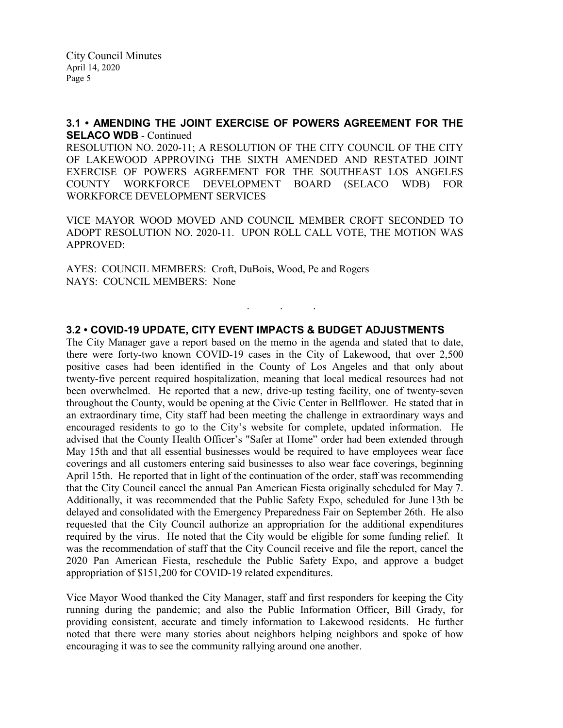### 3.1 • AMENDING THE JOINT EXERCISE OF POWERS AGREEMENT FOR THE SELACO WDB - Continued

RESOLUTION NO. 2020-11; A RESOLUTION OF THE CITY COUNCIL OF THE CITY OF LAKEWOOD APPROVING THE SIXTH AMENDED AND RESTATED JOINT EXERCISE OF POWERS AGREEMENT FOR THE SOUTHEAST LOS ANGELES COUNTY WORKFORCE DEVELOPMENT BOARD (SELACO WDB) FOR WORKFORCE DEVELOPMENT SERVICES

VICE MAYOR WOOD MOVED AND COUNCIL MEMBER CROFT SECONDED TO ADOPT RESOLUTION NO. 2020-11. UPON ROLL CALL VOTE, THE MOTION WAS APPROVED:

AYES: COUNCIL MEMBERS: Croft, DuBois, Wood, Pe and Rogers
NAYS: COUNCIL MEMBERS: None

. . .

### 3.2 • COVID-19 UPDATE, CITY EVENT IMPACTS & BUDGET ADJUSTMENTS

The City Manager gave a report based on the memo in the agenda and stated that to date, there were forty-two known COVID-19 cases in the City of Lakewood, that over 2,500 positive cases had been identified in the County of Los Angeles and that only about twenty-five percent required hospitalization, meaning that local medical resources had not been overwhelmed. He reported that a new, drive-up testing facility, one of twenty-seven throughout the County, would be opening at the Civic Center in Bellflower. He stated that in an extraordinary time, City staff had been meeting the challenge in extraordinary ways and encouraged residents to go to the City's website for complete, updated information. He advised that the County Health Officer's "Safer at Home" order had been extended through May 15th and that all essential businesses would be required to have employees wear face coverings and all customers entering said businesses to also wear face coverings, beginning April 15th. He reported that in light of the continuation of the order, staff was recommending that the City Council cancel the annual Pan American Fiesta originally scheduled for May 7. Additionally, it was recommended that the Public Safety Expo, scheduled for June 13th be delayed and consolidated with the Emergency Preparedness Fair on September 26th. He also requested that the City Council authorize an appropriation for the additional expenditures required by the virus. He noted that the City would be eligible for some funding relief. It was the recommendation of staff that the City Council receive and file the report, cancel the 2020 Pan American Fiesta, reschedule the Public Safety Expo, and approve a budget appropriation of $151,200 for COVID-19 related expenditures.

Vice Mayor Wood thanked the City Manager, staff and first responders for keeping the City running during the pandemic; and also the Public Information Officer, Bill Grady, for providing consistent, accurate and timely information to Lakewood residents. He further noted that there were many stories about neighbors helping neighbors and spoke of how encouraging it was to see the community rallying around one another.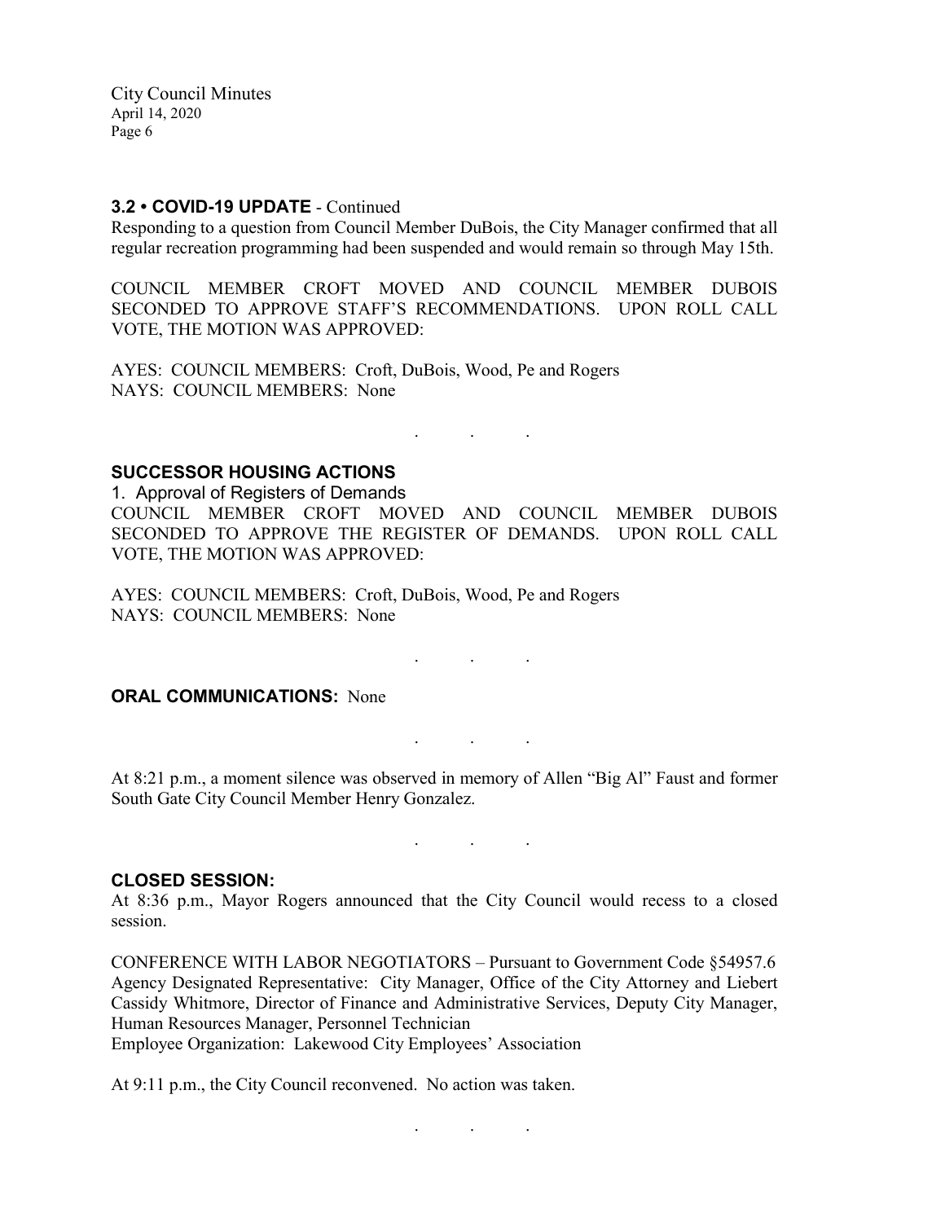### 3.2 • COVID-19 UPDATE - Continued

Responding to a question from Council Member DuBois, the City Manager confirmed that all regular recreation programming had been suspended and would remain so through May 15th.

COUNCIL MEMBER CROFT MOVED AND COUNCIL MEMBER DUBOIS SECONDED TO APPROVE STAFF'S RECOMMENDATIONS. UPON ROLL CALL VOTE, THE MOTION WAS APPROVED:

AYES: COUNCIL MEMBERS: Croft, DuBois, Wood, Pe and Rogers
NAYS: COUNCIL MEMBERS: None

. . .

### SUCCESSOR HOUSING ACTIONS

1. Approval of Registers of Demands

COUNCIL MEMBER CROFT MOVED AND COUNCIL MEMBER DUBOIS SECONDED TO APPROVE THE REGISTER OF DEMANDS. UPON ROLL CALL VOTE, THE MOTION WAS APPROVED:

AYES: COUNCIL MEMBERS: Croft, DuBois, Wood, Pe and Rogers
NAYS: COUNCIL MEMBERS: None

. . .

**ORAL COMMUNICATIONS:** None

. . .

At 8:21 p.m., a moment silence was observed in memory of Allen "Big Al" Faust and former South Gate City Council Member Henry Gonzalez.

. . .

### CLOSED SESSION:

At 8:36 p.m., Mayor Rogers announced that the City Council would recess to a closed session.

CONFERENCE WITH LABOR NEGOTIATORS – Pursuant to Government Code §54957.6
Agency Designated Representative: City Manager, Office of the City Attorney and Liebert Cassidy Whitmore, Director of Finance and Administrative Services, Deputy City Manager, Human Resources Manager, Personnel Technician
Employee Organization: Lakewood City Employees' Association

At 9:11 p.m., the City Council reconvened. No action was taken.

. . .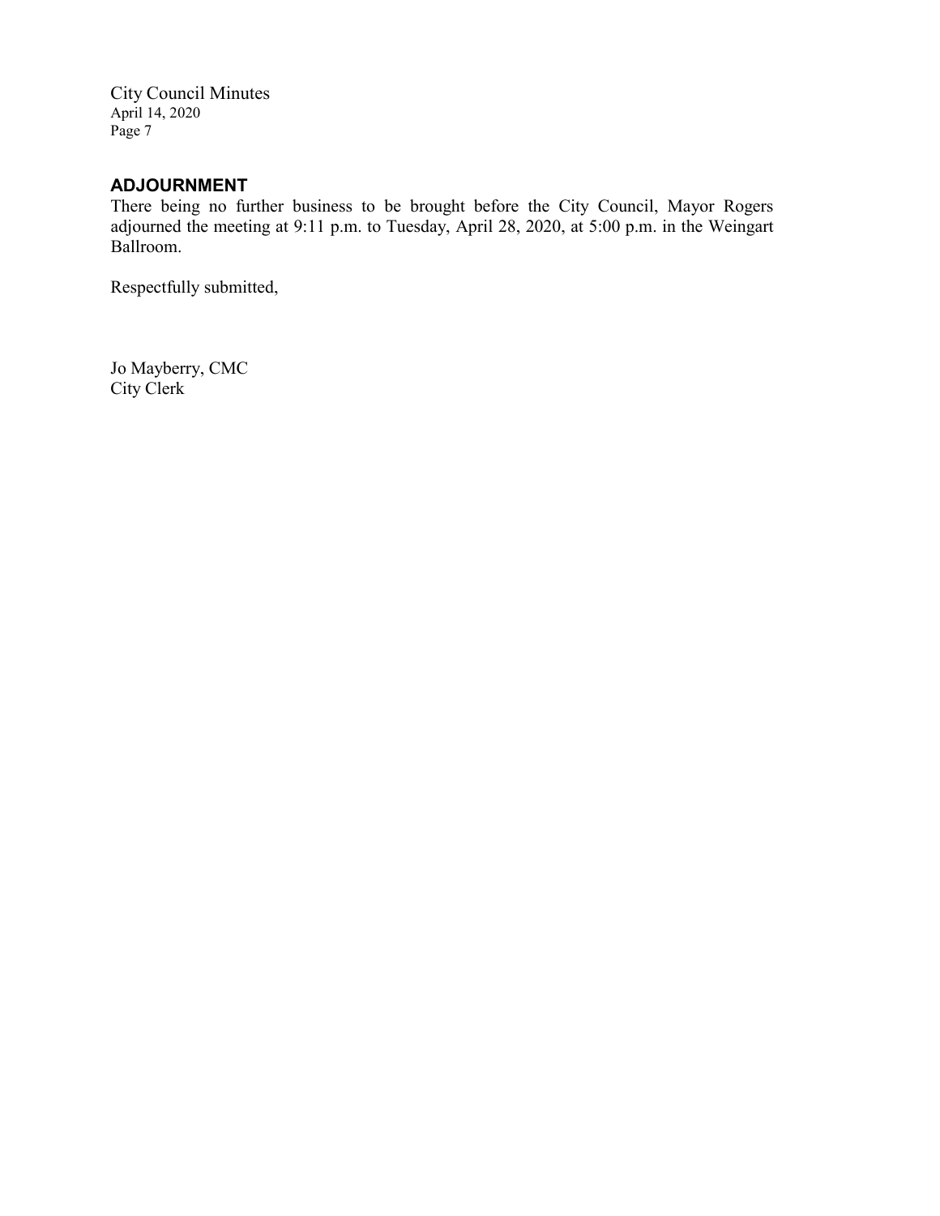## ADJOURNMENT

There being no further business to be brought before the City Council, Mayor Rogers adjourned the meeting at 9:11 p.m. to Tuesday, April 28, 2020, at 5:00 p.m. in the Weingart Ballroom.

Respectfully submitted,

Jo Mayberry, CMC
City Clerk